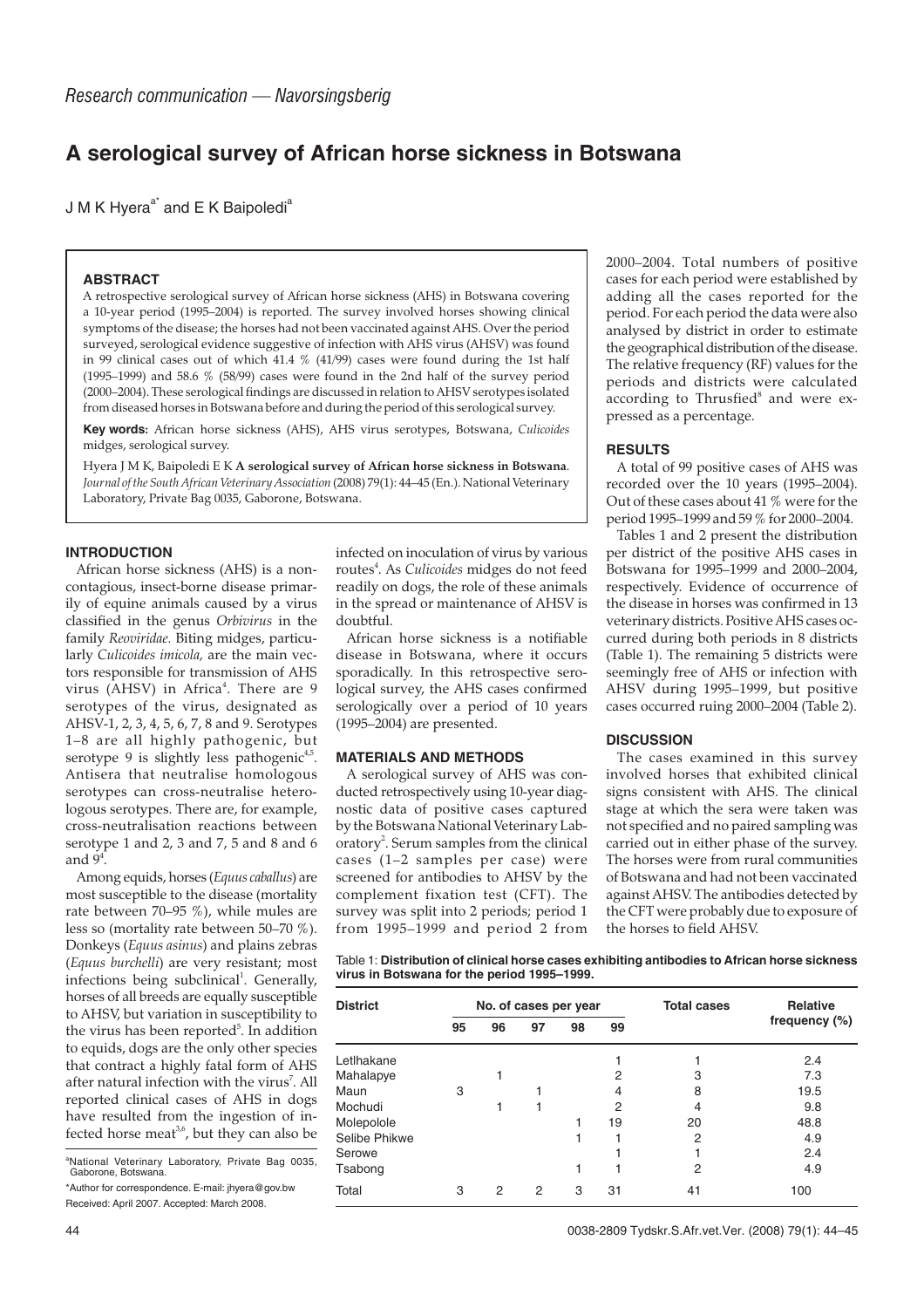*Research communication — Navorsingsberig*

# A serological survey of African horse sickness in Botswana

J M K Hyera[a*] and E K Baipoledi[a]

## ABSTRACT

A retrospective serological survey of African horse sickness (AHS) in Botswana covering a 10-year period (1995–2004) is reported. The survey involved horses showing clinical symptoms of the disease; the horses had not been vaccinated against AHS. Over the period surveyed, serological evidence suggestive of infection with AHS virus (AHSV) was found in 99 clinical cases out of which 41.4 % (41/99) cases were found during the 1st half (1995–1999) and 58.6 % (58/99) cases were found in the 2nd half of the survey period (2000–2004). These serological findings are discussed in relation to AHSV serotypes isolated from diseased horses in Botswana before and during the period of this serological survey.

**Key words:** African horse sickness (AHS), AHS virus serotypes, Botswana, *Culicoides* midges, serological survey.

Hyera J M K, Baipoledi E K **A serological survey of African horse sickness in Botswana**. *Journal of the South African Veterinary Association* (2008) 79(1): 44–45 (En.). National Veterinary Laboratory, Private Bag 0035, Gaborone, Botswana.

## INTRODUCTION

African horse sickness (AHS) is a non-contagious, insect-borne disease primarily of equine animals caused by a virus classified in the genus *Orbivirus* in the family *Reoviridae.* Biting midges, particularly *Culicoides imicola,* are the main vectors responsible for transmission of AHS virus (AHSV) in Africa[4]. There are 9 serotypes of the virus, designated as AHSV-1, 2, 3, 4, 5, 6, 7, 8 and 9. Serotypes 1–8 are all highly pathogenic, but serotype 9 is slightly less pathogenic[4,5]. Antisera that neutralise homologous serotypes can cross-neutralise heterologous serotypes. There are, for example, cross-neutralisation reactions between serotype 1 and 2, 3 and 7, 5 and 8 and 6 and 9[4].

Among equids, horses (*Equus caballus*) are most susceptible to the disease (mortality rate between 70–95 %), while mules are less so (mortality rate between 50–70 %). Donkeys (*Equus asinus*) and plains zebras (*Equus burchelli*) are very resistant; most infections being subclinical[1]. Generally, horses of all breeds are equally susceptible to AHSV, but variation in susceptibility to the virus has been reported[5]. In addition to equids, dogs are the only other species that contract a highly fatal form of AHS after natural infection with the virus[7]. All reported clinical cases of AHS in dogs have resulted from the ingestion of infected horse meat[3,6], but they can also be infected on inoculation of virus by various routes[4]. As *Culicoides* midges do not feed readily on dogs, the role of these animals in the spread or maintenance of AHSV is doubtful.

African horse sickness is a notifiable disease in Botswana, where it occurs sporadically. In this retrospective serological survey, the AHS cases confirmed serologically over a period of 10 years (1995–2004) are presented.

[a]National Veterinary Laboratory, Private Bag 0035, Gaborone, Botswana.

*Author for correspondence. E-mail: jhyera@gov.bw

Received: April 2007. Accepted: March 2008.

## MATERIALS AND METHODS

A serological survey of AHS was conducted retrospectively using 10-year diagnostic data of positive cases captured by the Botswana National Veterinary Laboratory[2]. Serum samples from the clinical cases (1–2 samples per case) were screened for antibodies to AHSV by the complement fixation test (CFT). The survey was split into 2 periods; period 1 from 1995–1999 and period 2 from 2000–2004. Total numbers of positive cases for each period were established by adding all the cases reported for the period. For each period the data were also analysed by district in order to estimate the geographical distribution of the disease. The relative frequency (RF) values for the periods and districts were calculated according to Thrusfied[8] and were expressed as a percentage.

## RESULTS

A total of 99 positive cases of AHS was recorded over the 10 years (1995–2004). Out of these cases about 41 % were for the period 1995–1999 and 59 % for 2000–2004.

Tables 1 and 2 present the distribution per district of the positive AHS cases in Botswana for 1995–1999 and 2000–2004, respectively. Evidence of occurrence of the disease in horses was confirmed in 13 veterinary districts. Positive AHS cases occurred during both periods in 8 districts (Table 1). The remaining 5 districts were seemingly free of AHS or infection with AHSV during 1995–1999, but positive cases occurred ruing 2000–2004 (Table 2).

## DISCUSSION

The cases examined in this survey involved horses that exhibited clinical signs consistent with AHS. The clinical stage at which the sera were taken was not specified and no paired sampling was carried out in either phase of the survey. The horses were from rural communities of Botswana and had not been vaccinated against AHSV. The antibodies detected by the CFT were probably due to exposure of the horses to field AHSV.

Table 1: **Distribution of clinical horse cases exhibiting antibodies to African horse sickness virus in Botswana for the period 1995–1999.**

| District | No. of cases per year | | | | | Total cases | Relative frequency (%) |
|---|---|---|---|---|---|---|---|
| | 95 | 96 | 97 | 98 | 99 | | |
| Letlhakane | | | | | 1 | 1 | 2.4 |
| Mahalapye | | 1 | | | 2 | 3 | 7.3 |
| Maun | 3 | | 1 | | 4 | 8 | 19.5 |
| Mochudi | | 1 | 1 | | 2 | 4 | 9.8 |
| Molepolole | | | | 1 | 19 | 20 | 48.8 |
| Selibe Phikwe | | | | 1 | 1 | 2 | 4.9 |
| Serowe | | | | | 1 | 1 | 2.4 |
| Tsabong | | | | 1 | 1 | 2 | 4.9 |
| Total | 3 | 2 | 2 | 3 | 31 | 41 | 100 |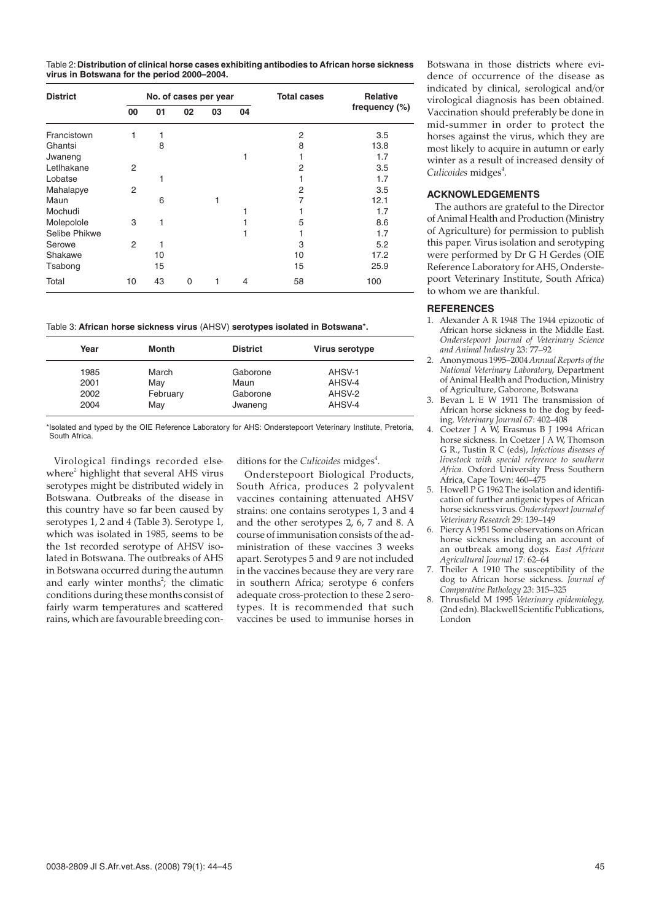Table 2: **Distribution of clinical horse cases exhibiting antibodies to African horse sickness virus in Botswana for the period 2000–2004.**

| District | No. of cases per year | | | | | Total cases | Relative frequency (%) |
|---|---|---|---|---|---|---|---|
| | 00 | 01 | 02 | 03 | 04 | | |
| Francistown | 1 | 1 | | | | 2 | 3.5 |
| Ghantsi | | 8 | | | | 8 | 13.8 |
| Jwaneng | | | | | 1 | 1 | 1.7 |
| Letlhakane | 2 | | | | | 2 | 3.5 |
| Lobatse | | 1 | | | | 1 | 1.7 |
| Mahalapye | 2 | | | | | 2 | 3.5 |
| Maun | | 6 | | 1 | | 7 | 12.1 |
| Mochudi | | | | | 1 | 1 | 1.7 |
| Molepolole | 3 | 1 | | | 1 | 5 | 8.6 |
| Selibe Phikwe | | | | | 1 | 1 | 1.7 |
| Serowe | 2 | 1 | | | | 3 | 5.2 |
| Shakawe | | 10 | | | | 10 | 17.2 |
| Tsabong | | 15 | | | | 15 | 25.9 |
| Total | 10 | 43 | 0 | 1 | 4 | 58 | 100 |

Table 3: **African horse sickness virus** (AHSV) **serotypes isolated in Botswana***.

| Year | Month | District | Virus serotype |
|---|---|---|---|
| 1985 | March | Gaborone | AHSV-1 |
| 2001 | May | Maun | AHSV-4 |
| 2002 | February | Gaborone | AHSV-2 |
| 2004 | May | Jwaneng | AHSV-4 |

*Isolated and typed by the OIE Reference Laboratory for AHS: Onderstepoort Veterinary Institute, Pretoria, South Africa.

Virological findings recorded elsewhere[2] highlight that several AHS virus serotypes might be distributed widely in Botswana. Outbreaks of the disease in this country have so far been caused by serotypes 1, 2 and 4 (Table 3). Serotype 1, which was isolated in 1985, seems to be the 1st recorded serotype of AHSV isolated in Botswana. The outbreaks of AHS in Botswana occurred during the autumn and early winter months[2]; the climatic conditions during these months consist of fairly warm temperatures and scattered rains, which are favourable breeding conditions for the *Culicoides* midges[4].

Onderstepoort Biological Products, South Africa, produces 2 polyvalent vaccines containing attenuated AHSV strains: one contains serotypes 1, 3 and 4 and the other serotypes 2, 6, 7 and 8. A course of immunisation consists of the administration of these vaccines 3 weeks apart. Serotypes 5 and 9 are not included in the vaccines because they are very rare in southern Africa; serotype 6 confers adequate cross-protection to these 2 serotypes. It is recommended that such vaccines be used to immunise horses in Botswana in those districts where evidence of occurrence of the disease as indicated by clinical, serological and/or virological diagnosis has been obtained. Vaccination should preferably be done in mid-summer in order to protect the horses against the virus, which they are most likely to acquire in autumn or early winter as a result of increased density of *Culicoides* midges[4].

## ACKNOWLEDGEMENTS

The authors are grateful to the Director of Animal Health and Production (Ministry of Agriculture) for permission to publish this paper. Virus isolation and serotyping were performed by Dr G H Gerdes (OIE Reference Laboratory for AHS, Onderstepoort Veterinary Institute, South Africa) to whom we are thankful.

## REFERENCES

1. Alexander A R 1948 The 1944 epizootic of African horse sickness in the Middle East. *Onderstepoort Journal of Veterinary Science and Animal Industry* 23: 77–92
2. Anonymous 1995–2004 *Annual Reports of the National Veterinary Laboratory*, Department of Animal Health and Production, Ministry of Agriculture, Gaborone, Botswana
3. Bevan L E W 1911 The transmission of African horse sickness to the dog by feeding. *Veterinary Journal* 67: 402–408
4. Coetzer J A W, Erasmus B J 1994 African horse sickness. In Coetzer J A W, Thomson G R., Tustin R C (eds), *Infectious diseases of livestock with special reference to southern Africa.* Oxford University Press Southern Africa, Cape Town: 460–475
5. Howell P G 1962 The isolation and identification of further antigenic types of African horse sickness virus. *Onderstepoort Journal of Veterinary Research* 29: 139–149
6. Piercy A 1951 Some observations on African horse sickness including an account of an outbreak among dogs. *East African Agricultural Journal* 17: 62–64
7. Theiler A 1910 The susceptibility of the dog to African horse sickness. *Journal of Comparative Pathology* 23: 315–325
8. Thrusfield M 1995 *Veterinary epidemiology,* (2nd edn). Blackwell Scientific Publications, London